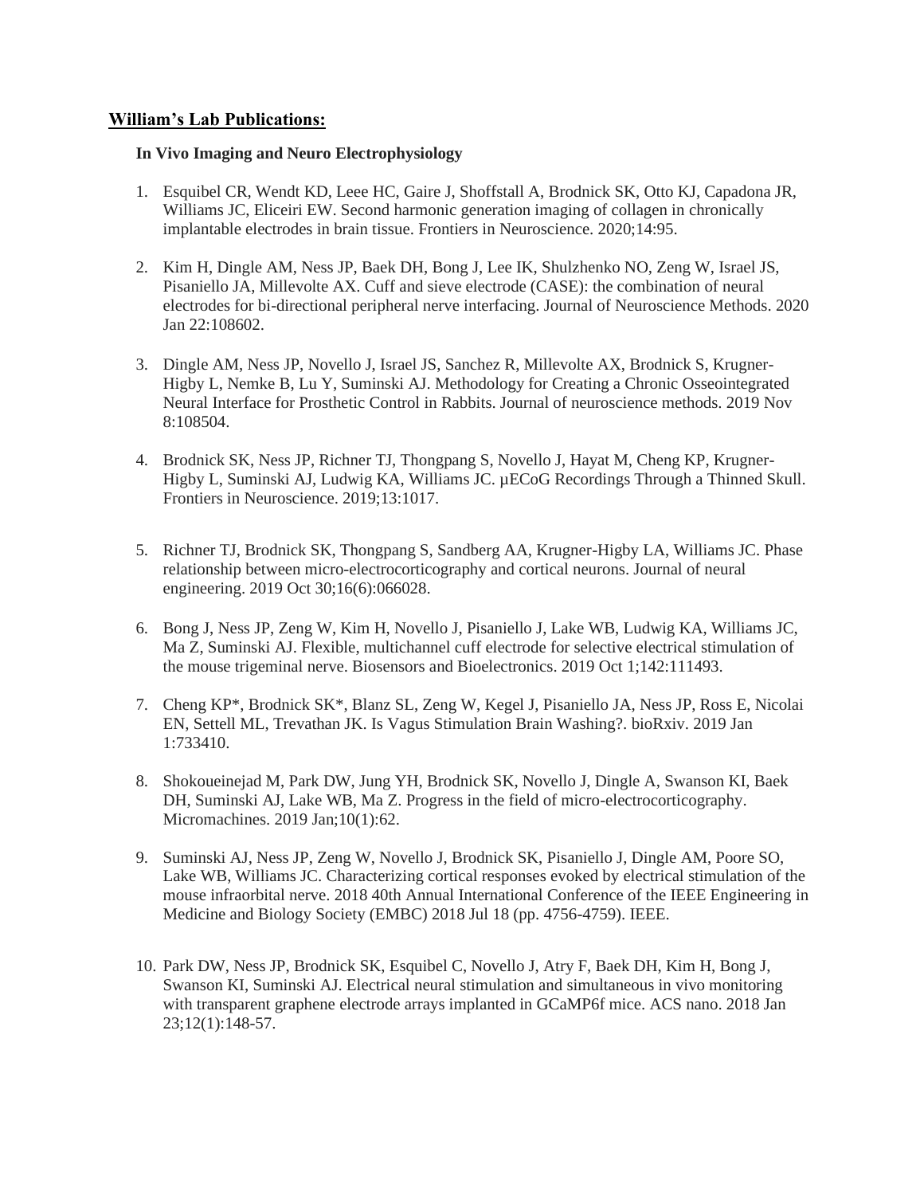## William's Lab Publications:

### In Vivo Imaging and Neuro Electrophysiology

1. Esquibel CR, Wendt KD, Leee HC, Gaire J, Shoffstall A, Brodnick SK, Otto KJ, Capadona JR, Williams JC, Eliceiri EW. Second harmonic generation imaging of collagen in chronically implantable electrodes in brain tissue. Frontiers in Neuroscience. 2020;14:95.

2. Kim H, Dingle AM, Ness JP, Baek DH, Bong J, Lee IK, Shulzhenko NO, Zeng W, Israel JS, Pisaniello JA, Millevolte AX. Cuff and sieve electrode (CASE): the combination of neural electrodes for bi-directional peripheral nerve interfacing. Journal of Neuroscience Methods. 2020 Jan 22:108602.

3. Dingle AM, Ness JP, Novello J, Israel JS, Sanchez R, Millevolte AX, Brodnick S, Krugner-Higby L, Nemke B, Lu Y, Suminski AJ. Methodology for Creating a Chronic Osseointegrated Neural Interface for Prosthetic Control in Rabbits. Journal of neuroscience methods. 2019 Nov 8:108504.

4. Brodnick SK, Ness JP, Richner TJ, Thongpang S, Novello J, Hayat M, Cheng KP, Krugner-Higby L, Suminski AJ, Ludwig KA, Williams JC. µECoG Recordings Through a Thinned Skull. Frontiers in Neuroscience. 2019;13:1017.

5. Richner TJ, Brodnick SK, Thongpang S, Sandberg AA, Krugner-Higby LA, Williams JC. Phase relationship between micro-electrocorticography and cortical neurons. Journal of neural engineering. 2019 Oct 30;16(6):066028.

6. Bong J, Ness JP, Zeng W, Kim H, Novello J, Pisaniello J, Lake WB, Ludwig KA, Williams JC, Ma Z, Suminski AJ. Flexible, multichannel cuff electrode for selective electrical stimulation of the mouse trigeminal nerve. Biosensors and Bioelectronics. 2019 Oct 1;142:111493.

7. Cheng KP*, Brodnick SK*, Blanz SL, Zeng W, Kegel J, Pisaniello JA, Ness JP, Ross E, Nicolai EN, Settell ML, Trevathan JK. Is Vagus Stimulation Brain Washing?. bioRxiv. 2019 Jan 1:733410.

8. Shokoueinejad M, Park DW, Jung YH, Brodnick SK, Novello J, Dingle A, Swanson KI, Baek DH, Suminski AJ, Lake WB, Ma Z. Progress in the field of micro-electrocorticography. Micromachines. 2019 Jan;10(1):62.

9. Suminski AJ, Ness JP, Zeng W, Novello J, Brodnick SK, Pisaniello J, Dingle AM, Poore SO, Lake WB, Williams JC. Characterizing cortical responses evoked by electrical stimulation of the mouse infraorbital nerve. 2018 40th Annual International Conference of the IEEE Engineering in Medicine and Biology Society (EMBC) 2018 Jul 18 (pp. 4756-4759). IEEE.

10. Park DW, Ness JP, Brodnick SK, Esquibel C, Novello J, Atry F, Baek DH, Kim H, Bong J, Swanson KI, Suminski AJ. Electrical neural stimulation and simultaneous in vivo monitoring with transparent graphene electrode arrays implanted in GCaMP6f mice. ACS nano. 2018 Jan 23;12(1):148-57.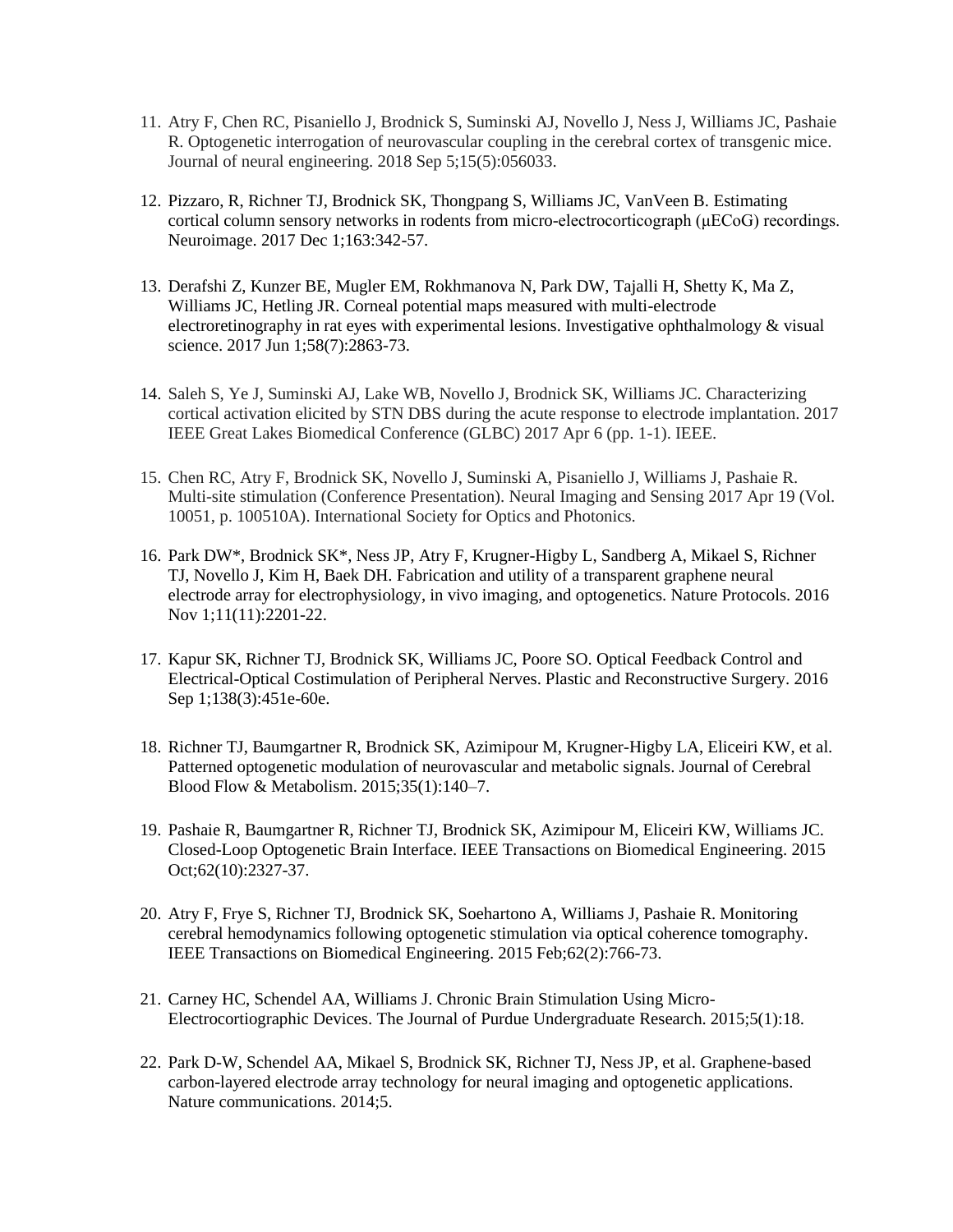11. Atry F, Chen RC, Pisaniello J, Brodnick S, Suminski AJ, Novello J, Ness J, Williams JC, Pashaie R. Optogenetic interrogation of neurovascular coupling in the cerebral cortex of transgenic mice. Journal of neural engineering. 2018 Sep 5;15(5):056033.

12. Pizzaro, R, Richner TJ, Brodnick SK, Thongpang S, Williams JC, VanVeen B. Estimating cortical column sensory networks in rodents from micro-electrocorticograph (μECoG) recordings. Neuroimage. 2017 Dec 1;163:342-57.

13. Derafshi Z, Kunzer BE, Mugler EM, Rokhmanova N, Park DW, Tajalli H, Shetty K, Ma Z, Williams JC, Hetling JR. Corneal potential maps measured with multi-electrode electroretinography in rat eyes with experimental lesions. Investigative ophthalmology & visual science. 2017 Jun 1;58(7):2863-73.

14. Saleh S, Ye J, Suminski AJ, Lake WB, Novello J, Brodnick SK, Williams JC. Characterizing cortical activation elicited by STN DBS during the acute response to electrode implantation. 2017 IEEE Great Lakes Biomedical Conference (GLBC) 2017 Apr 6 (pp. 1-1). IEEE.

15. Chen RC, Atry F, Brodnick SK, Novello J, Suminski A, Pisaniello J, Williams J, Pashaie R. Multi-site stimulation (Conference Presentation). Neural Imaging and Sensing 2017 Apr 19 (Vol. 10051, p. 100510A). International Society for Optics and Photonics.

16. Park DW*, Brodnick SK*, Ness JP, Atry F, Krugner-Higby L, Sandberg A, Mikael S, Richner TJ, Novello J, Kim H, Baek DH. Fabrication and utility of a transparent graphene neural electrode array for electrophysiology, in vivo imaging, and optogenetics. Nature Protocols. 2016 Nov 1;11(11):2201-22.

17. Kapur SK, Richner TJ, Brodnick SK, Williams JC, Poore SO. Optical Feedback Control and Electrical-Optical Costimulation of Peripheral Nerves. Plastic and Reconstructive Surgery. 2016 Sep 1;138(3):451e-60e.

18. Richner TJ, Baumgartner R, Brodnick SK, Azimipour M, Krugner-Higby LA, Eliceiri KW, et al. Patterned optogenetic modulation of neurovascular and metabolic signals. Journal of Cerebral Blood Flow & Metabolism. 2015;35(1):140–7.

19. Pashaie R, Baumgartner R, Richner TJ, Brodnick SK, Azimipour M, Eliceiri KW, Williams JC. Closed-Loop Optogenetic Brain Interface. IEEE Transactions on Biomedical Engineering. 2015 Oct;62(10):2327-37.

20. Atry F, Frye S, Richner TJ, Brodnick SK, Soehartono A, Williams J, Pashaie R. Monitoring cerebral hemodynamics following optogenetic stimulation via optical coherence tomography. IEEE Transactions on Biomedical Engineering. 2015 Feb;62(2):766-73.

21. Carney HC, Schendel AA, Williams J. Chronic Brain Stimulation Using Micro-Electrocortiographic Devices. The Journal of Purdue Undergraduate Research. 2015;5(1):18.

22. Park D-W, Schendel AA, Mikael S, Brodnick SK, Richner TJ, Ness JP, et al. Graphene-based carbon-layered electrode array technology for neural imaging and optogenetic applications. Nature communications. 2014;5.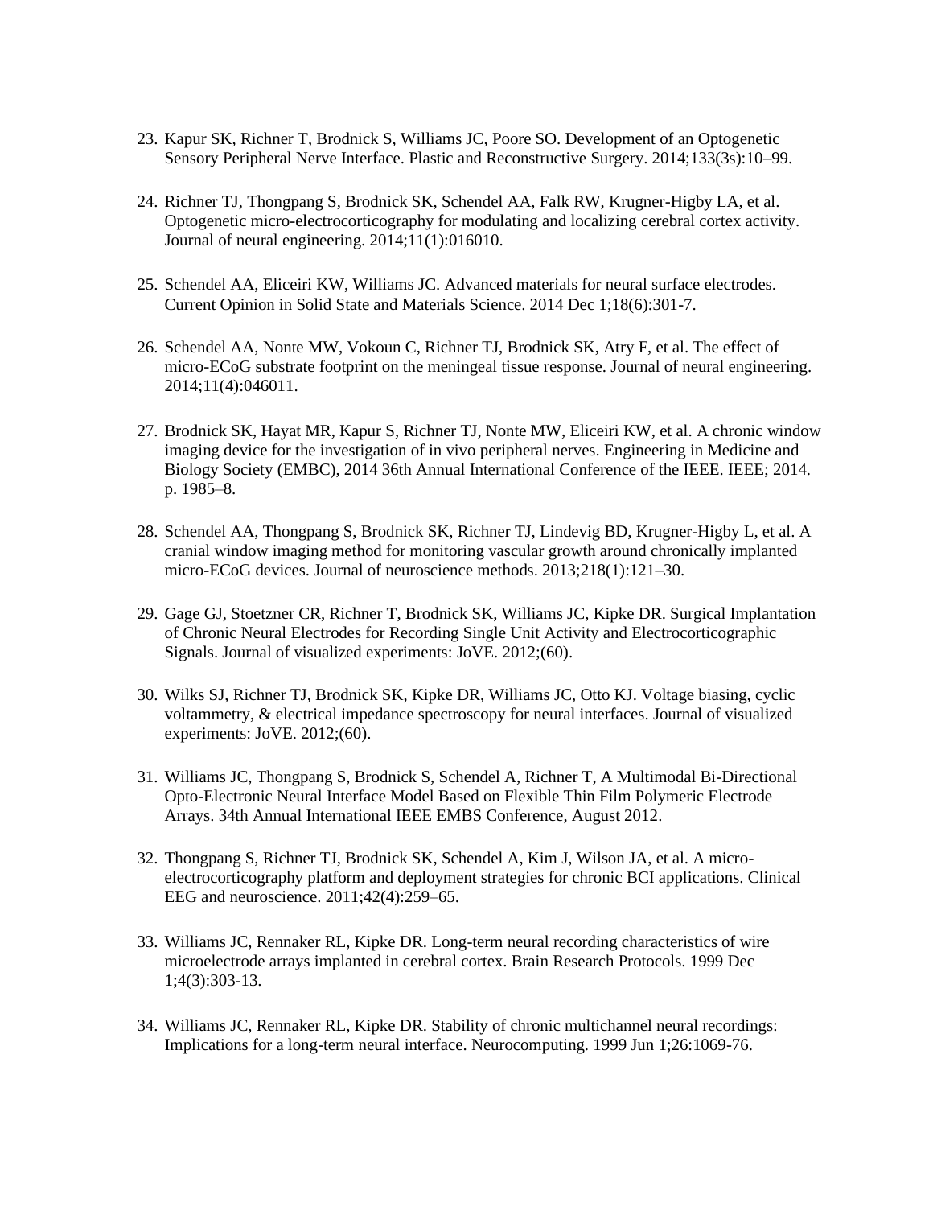23. Kapur SK, Richner T, Brodnick S, Williams JC, Poore SO. Development of an Optogenetic Sensory Peripheral Nerve Interface. Plastic and Reconstructive Surgery. 2014;133(3s):10–99.

24. Richner TJ, Thongpang S, Brodnick SK, Schendel AA, Falk RW, Krugner-Higby LA, et al. Optogenetic micro-electrocorticography for modulating and localizing cerebral cortex activity. Journal of neural engineering. 2014;11(1):016010.

25. Schendel AA, Eliceiri KW, Williams JC. Advanced materials for neural surface electrodes. Current Opinion in Solid State and Materials Science. 2014 Dec 1;18(6):301-7.

26. Schendel AA, Nonte MW, Vokoun C, Richner TJ, Brodnick SK, Atry F, et al. The effect of micro-ECoG substrate footprint on the meningeal tissue response. Journal of neural engineering. 2014;11(4):046011.

27. Brodnick SK, Hayat MR, Kapur S, Richner TJ, Nonte MW, Eliceiri KW, et al. A chronic window imaging device for the investigation of in vivo peripheral nerves. Engineering in Medicine and Biology Society (EMBC), 2014 36th Annual International Conference of the IEEE. IEEE; 2014. p. 1985–8.

28. Schendel AA, Thongpang S, Brodnick SK, Richner TJ, Lindevig BD, Krugner-Higby L, et al. A cranial window imaging method for monitoring vascular growth around chronically implanted micro-ECoG devices. Journal of neuroscience methods. 2013;218(1):121–30.

29. Gage GJ, Stoetzner CR, Richner T, Brodnick SK, Williams JC, Kipke DR. Surgical Implantation of Chronic Neural Electrodes for Recording Single Unit Activity and Electrocorticographic Signals. Journal of visualized experiments: JoVE. 2012;(60).

30. Wilks SJ, Richner TJ, Brodnick SK, Kipke DR, Williams JC, Otto KJ. Voltage biasing, cyclic voltammetry, & electrical impedance spectroscopy for neural interfaces. Journal of visualized experiments: JoVE. 2012;(60).

31. Williams JC, Thongpang S, Brodnick S, Schendel A, Richner T, A Multimodal Bi-Directional Opto-Electronic Neural Interface Model Based on Flexible Thin Film Polymeric Electrode Arrays. 34th Annual International IEEE EMBS Conference, August 2012.

32. Thongpang S, Richner TJ, Brodnick SK, Schendel A, Kim J, Wilson JA, et al. A micro-electrocorticography platform and deployment strategies for chronic BCI applications. Clinical EEG and neuroscience. 2011;42(4):259–65.

33. Williams JC, Rennaker RL, Kipke DR. Long-term neural recording characteristics of wire microelectrode arrays implanted in cerebral cortex. Brain Research Protocols. 1999 Dec 1;4(3):303-13.

34. Williams JC, Rennaker RL, Kipke DR. Stability of chronic multichannel neural recordings: Implications for a long-term neural interface. Neurocomputing. 1999 Jun 1;26:1069-76.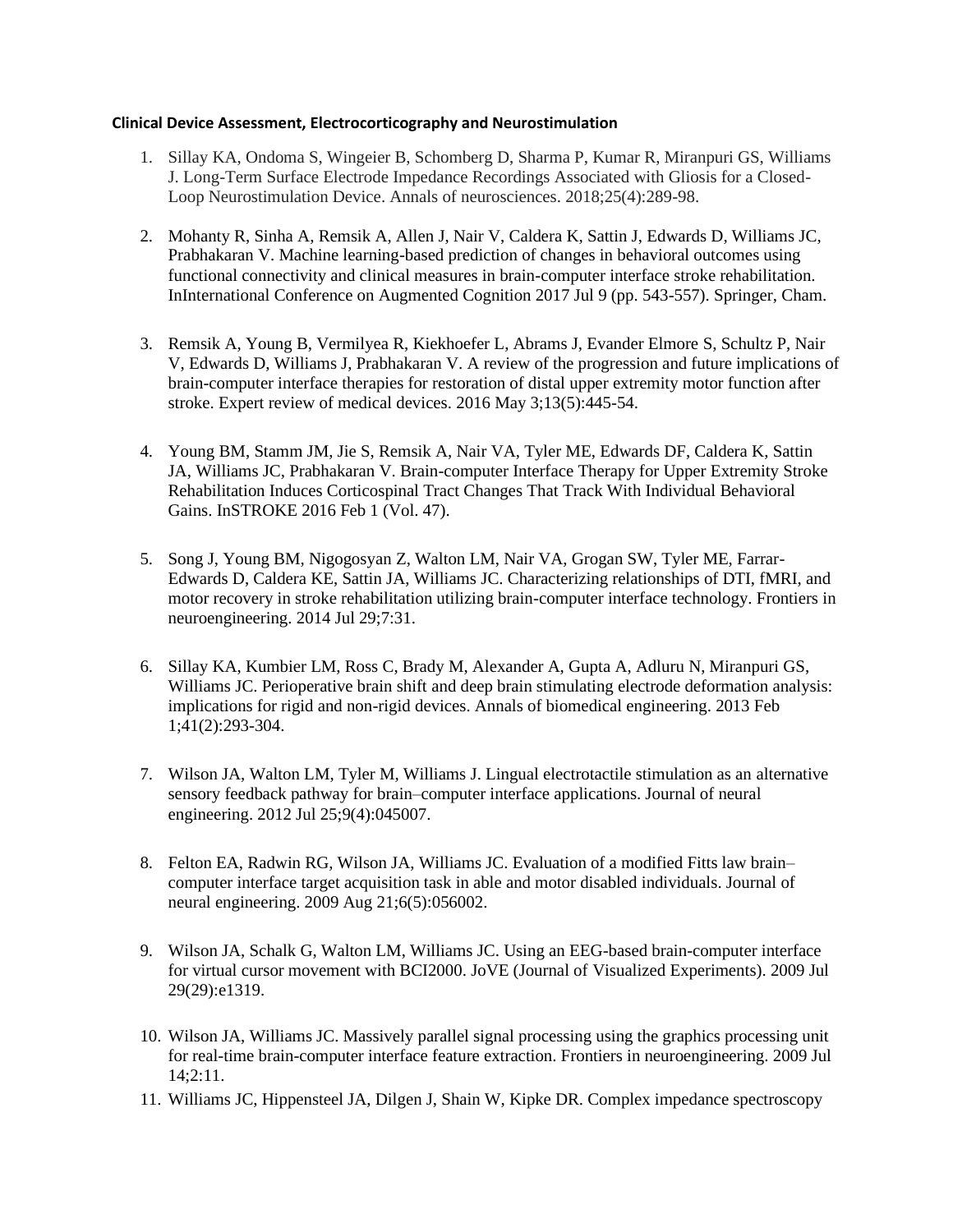**Clinical Device Assessment, Electrocorticography and Neurostimulation**

1. Sillay KA, Ondoma S, Wingeier B, Schomberg D, Sharma P, Kumar R, Miranpuri GS, Williams J. Long-Term Surface Electrode Impedance Recordings Associated with Gliosis for a Closed-Loop Neurostimulation Device. Annals of neurosciences. 2018;25(4):289-98.

2. Mohanty R, Sinha A, Remsik A, Allen J, Nair V, Caldera K, Sattin J, Edwards D, Williams JC, Prabhakaran V. Machine learning-based prediction of changes in behavioral outcomes using functional connectivity and clinical measures in brain-computer interface stroke rehabilitation. InInternational Conference on Augmented Cognition 2017 Jul 9 (pp. 543-557). Springer, Cham.

3. Remsik A, Young B, Vermilyea R, Kiekhoefer L, Abrams J, Evander Elmore S, Schultz P, Nair V, Edwards D, Williams J, Prabhakaran V. A review of the progression and future implications of brain-computer interface therapies for restoration of distal upper extremity motor function after stroke. Expert review of medical devices. 2016 May 3;13(5):445-54.

4. Young BM, Stamm JM, Jie S, Remsik A, Nair VA, Tyler ME, Edwards DF, Caldera K, Sattin JA, Williams JC, Prabhakaran V. Brain-computer Interface Therapy for Upper Extremity Stroke Rehabilitation Induces Corticospinal Tract Changes That Track With Individual Behavioral Gains. InSTROKE 2016 Feb 1 (Vol. 47).

5. Song J, Young BM, Nigogosyan Z, Walton LM, Nair VA, Grogan SW, Tyler ME, Farrar-Edwards D, Caldera KE, Sattin JA, Williams JC. Characterizing relationships of DTI, fMRI, and motor recovery in stroke rehabilitation utilizing brain-computer interface technology. Frontiers in neuroengineering. 2014 Jul 29;7:31.

6. Sillay KA, Kumbier LM, Ross C, Brady M, Alexander A, Gupta A, Adluru N, Miranpuri GS, Williams JC. Perioperative brain shift and deep brain stimulating electrode deformation analysis: implications for rigid and non-rigid devices. Annals of biomedical engineering. 2013 Feb 1;41(2):293-304.

7. Wilson JA, Walton LM, Tyler M, Williams J. Lingual electrotactile stimulation as an alternative sensory feedback pathway for brain–computer interface applications. Journal of neural engineering. 2012 Jul 25;9(4):045007.

8. Felton EA, Radwin RG, Wilson JA, Williams JC. Evaluation of a modified Fitts law brain–computer interface target acquisition task in able and motor disabled individuals. Journal of neural engineering. 2009 Aug 21;6(5):056002.

9. Wilson JA, Schalk G, Walton LM, Williams JC. Using an EEG-based brain-computer interface for virtual cursor movement with BCI2000. JoVE (Journal of Visualized Experiments). 2009 Jul 29(29):e1319.

10. Wilson JA, Williams JC. Massively parallel signal processing using the graphics processing unit for real-time brain-computer interface feature extraction. Frontiers in neuroengineering. 2009 Jul 14;2:11.

11. Williams JC, Hippensteel JA, Dilgen J, Shain W, Kipke DR. Complex impedance spectroscopy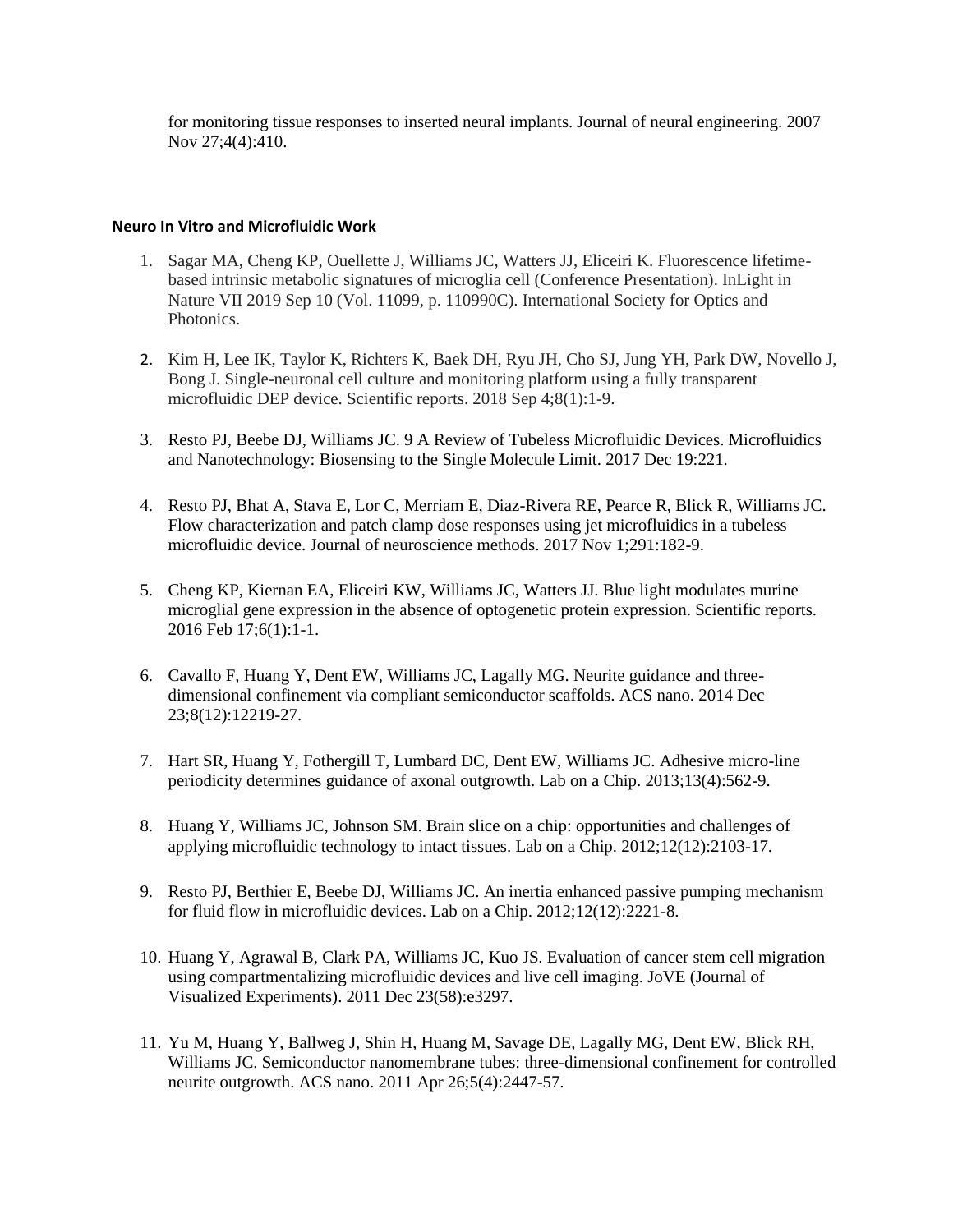for monitoring tissue responses to inserted neural implants. Journal of neural engineering. 2007 Nov 27;4(4):410.

**Neuro In Vitro and Microfluidic Work**

1. Sagar MA, Cheng KP, Ouellette J, Williams JC, Watters JJ, Eliceiri K. Fluorescence lifetime-based intrinsic metabolic signatures of microglia cell (Conference Presentation). InLight in Nature VII 2019 Sep 10 (Vol. 11099, p. 110990C). International Society for Optics and Photonics.

2. Kim H, Lee IK, Taylor K, Richters K, Baek DH, Ryu JH, Cho SJ, Jung YH, Park DW, Novello J, Bong J. Single-neuronal cell culture and monitoring platform using a fully transparent microfluidic DEP device. Scientific reports. 2018 Sep 4;8(1):1-9.

3. Resto PJ, Beebe DJ, Williams JC. 9 A Review of Tubeless Microfluidic Devices. Microfluidics and Nanotechnology: Biosensing to the Single Molecule Limit. 2017 Dec 19:221.

4. Resto PJ, Bhat A, Stava E, Lor C, Merriam E, Diaz-Rivera RE, Pearce R, Blick R, Williams JC. Flow characterization and patch clamp dose responses using jet microfluidics in a tubeless microfluidic device. Journal of neuroscience methods. 2017 Nov 1;291:182-9.

5. Cheng KP, Kiernan EA, Eliceiri KW, Williams JC, Watters JJ. Blue light modulates murine microglial gene expression in the absence of optogenetic protein expression. Scientific reports. 2016 Feb 17;6(1):1-1.

6. Cavallo F, Huang Y, Dent EW, Williams JC, Lagally MG. Neurite guidance and three-dimensional confinement via compliant semiconductor scaffolds. ACS nano. 2014 Dec 23;8(12):12219-27.

7. Hart SR, Huang Y, Fothergill T, Lumbard DC, Dent EW, Williams JC. Adhesive micro-line periodicity determines guidance of axonal outgrowth. Lab on a Chip. 2013;13(4):562-9.

8. Huang Y, Williams JC, Johnson SM. Brain slice on a chip: opportunities and challenges of applying microfluidic technology to intact tissues. Lab on a Chip. 2012;12(12):2103-17.

9. Resto PJ, Berthier E, Beebe DJ, Williams JC. An inertia enhanced passive pumping mechanism for fluid flow in microfluidic devices. Lab on a Chip. 2012;12(12):2221-8.

10. Huang Y, Agrawal B, Clark PA, Williams JC, Kuo JS. Evaluation of cancer stem cell migration using compartmentalizing microfluidic devices and live cell imaging. JoVE (Journal of Visualized Experiments). 2011 Dec 23(58):e3297.

11. Yu M, Huang Y, Ballweg J, Shin H, Huang M, Savage DE, Lagally MG, Dent EW, Blick RH, Williams JC. Semiconductor nanomembrane tubes: three-dimensional confinement for controlled neurite outgrowth. ACS nano. 2011 Apr 26;5(4):2447-57.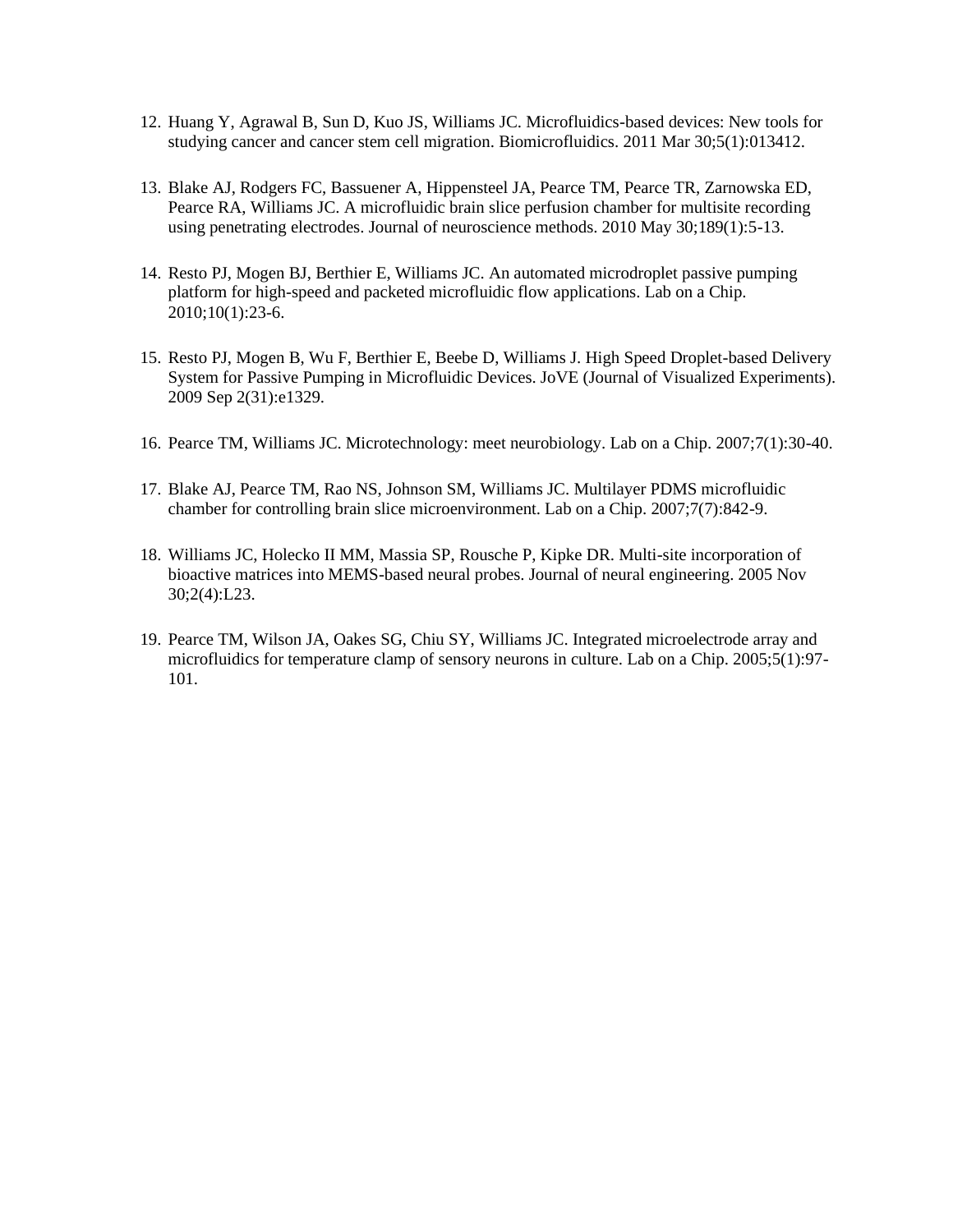12. Huang Y, Agrawal B, Sun D, Kuo JS, Williams JC. Microfluidics-based devices: New tools for studying cancer and cancer stem cell migration. Biomicrofluidics. 2011 Mar 30;5(1):013412.

13. Blake AJ, Rodgers FC, Bassuener A, Hippensteel JA, Pearce TM, Pearce TR, Zarnowska ED, Pearce RA, Williams JC. A microfluidic brain slice perfusion chamber for multisite recording using penetrating electrodes. Journal of neuroscience methods. 2010 May 30;189(1):5-13.

14. Resto PJ, Mogen BJ, Berthier E, Williams JC. An automated microdroplet passive pumping platform for high-speed and packeted microfluidic flow applications. Lab on a Chip. 2010;10(1):23-6.

15. Resto PJ, Mogen B, Wu F, Berthier E, Beebe D, Williams J. High Speed Droplet-based Delivery System for Passive Pumping in Microfluidic Devices. JoVE (Journal of Visualized Experiments). 2009 Sep 2(31):e1329.

16. Pearce TM, Williams JC. Microtechnology: meet neurobiology. Lab on a Chip. 2007;7(1):30-40.

17. Blake AJ, Pearce TM, Rao NS, Johnson SM, Williams JC. Multilayer PDMS microfluidic chamber for controlling brain slice microenvironment. Lab on a Chip. 2007;7(7):842-9.

18. Williams JC, Holecko II MM, Massia SP, Rousche P, Kipke DR. Multi-site incorporation of bioactive matrices into MEMS-based neural probes. Journal of neural engineering. 2005 Nov 30;2(4):L23.

19. Pearce TM, Wilson JA, Oakes SG, Chiu SY, Williams JC. Integrated microelectrode array and microfluidics for temperature clamp of sensory neurons in culture. Lab on a Chip. 2005;5(1):97-101.